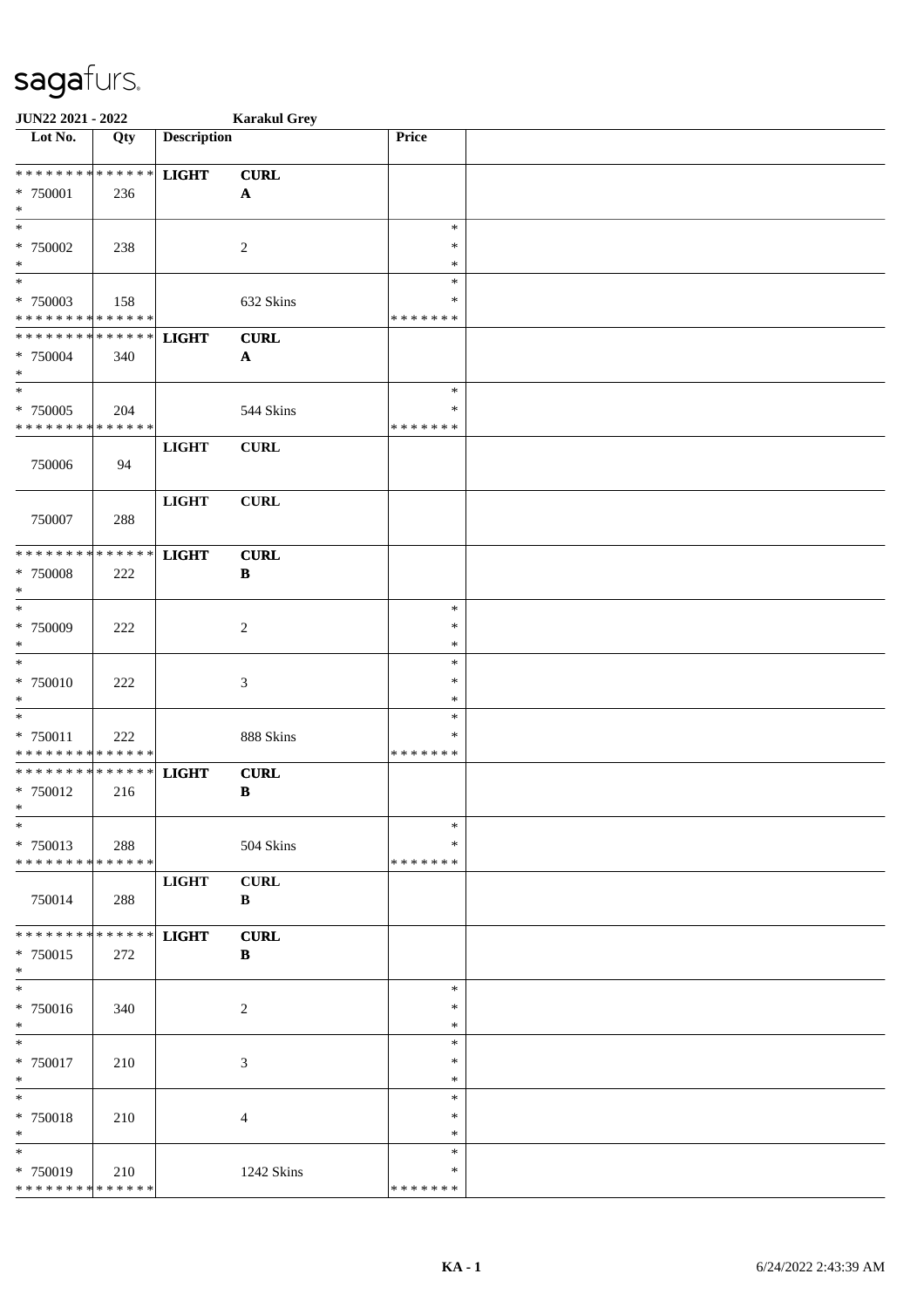sagafurs.

**JUN22 2021 - 2022** **Karakul Grey**

| Lot No. | Qty | Description | | Price | |
|---|---|---|---|---|---|
| * * * * * * * * * * * * * * | | **LIGHT** | **CURL** | | |
| * 750001 | 236 | | **A** | | |
| * | | | | | |
| * | | | | * | |
| * 750002 | 238 | | 2 | * | |
| * | | | | * | |
| * | | | | * | |
| * 750003 | 158 | | 632 Skins | * | |
| * * * * * * * * * * * * * * | | | | * * * * * * * | |
| * * * * * * * * * * * * * * | | **LIGHT** | **CURL** | | |
| * 750004 | 340 | | **A** | | |
| * | | | | | |
| * | | | | * | |
| * 750005 | 204 | | 544 Skins | * | |
| * * * * * * * * * * * * * * | | | | * * * * * * * | |
| | | **LIGHT** | **CURL** | | |
| 750006 | 94 | | | | |
| | | **LIGHT** | **CURL** | | |
| 750007 | 288 | | | | |
| * * * * * * * * * * * * * * | | **LIGHT** | **CURL** | | |
| * 750008 | 222 | | **B** | | |
| * | | | | | |
| * | | | | * | |
| * 750009 | 222 | | 2 | * | |
| * | | | | * | |
| * | | | | * | |
| * 750010 | 222 | | 3 | * | |
| * | | | | * | |
| * | | | | * | |
| * 750011 | 222 | | 888 Skins | * | |
| * * * * * * * * * * * * * * | | | | * * * * * * * | |
| * * * * * * * * * * * * * * | | **LIGHT** | **CURL** | | |
| * 750012 | 216 | | **B** | | |
| * | | | | | |
| * | | | | * | |
| * 750013 | 288 | | 504 Skins | * | |
| * * * * * * * * * * * * * * | | | | * * * * * * * | |
| | | **LIGHT** | **CURL** | | |
| 750014 | 288 | | **B** | | |
| * * * * * * * * * * * * * * | | **LIGHT** | **CURL** | | |
| * 750015 | 272 | | **B** | | |
| * | | | | | |
| * | | | | * | |
| * 750016 | 340 | | 2 | * | |
| * | | | | * | |
| * | | | | * | |
| * 750017 | 210 | | 3 | * | |
| * | | | | * | |
| * | | | | * | |
| * 750018 | 210 | | 4 | * | |
| * | | | | * | |
| * | | | | * | |
| * 750019 | 210 | | 1242 Skins | * | |
| * * * * * * * * * * * * * * | | | | * * * * * * * | |

KA - 1 6/24/2022 2:43:39 AM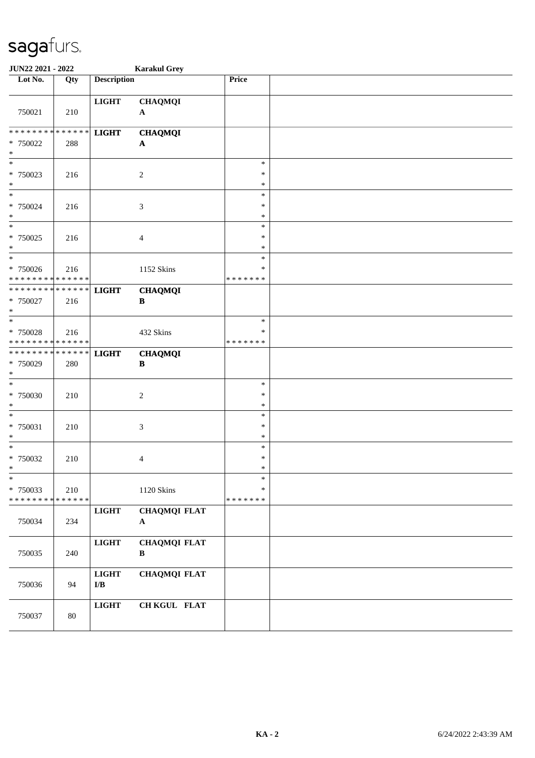sagafurs.

**JUN22 2021 - 2022** **Karakul Grey**

| Lot No. | Qty | Description | | Price | |
|---|---|---|---|---|---|
| 750021 | 210 | **LIGHT** | **CHAQMQI A** | | |
| * * * * * * * * * * * * * * 750022 * | 288 | **LIGHT** | **CHAQMQI A** | | |
| * 750023 * | 216 | | 2 | * * * | |
| * 750024 * | 216 | | 3 | * * * | |
| * 750025 * | 216 | | 4 | * * * | |
| * 750026 * * * * * * * * * * * * * * | 216 | | 1152 Skins | * * * * * * * * * | |
| * * * * * * * * * * * * * * 750027 * | 216 | **LIGHT** | **CHAQMQI B** | | |
| * 750028 * * * * * * * * * * * * * * | 216 | | 432 Skins | * * * * * * * * | |
| * * * * * * * * * * * * * * 750029 * | 280 | **LIGHT** | **CHAQMQI B** | | |
| * 750030 * | 210 | | 2 | * * * | |
| * 750031 * | 210 | | 3 | * * * | |
| * 750032 * | 210 | | 4 | * * * | |
| * 750033 * * * * * * * * * * * * * * | 210 | | 1120 Skins | * * * * * * * * * | |
| 750034 | 234 | **LIGHT** | **CHAQMQI FLAT A** | | |
| 750035 | 240 | **LIGHT** | **CHAQMQI FLAT B** | | |
| 750036 | 94 | **LIGHT I/B** | **CHAQMQI FLAT** | | |
| 750037 | 80 | **LIGHT** | **CH KGUL FLAT** | | |

6/24/2022 2:43:39 AM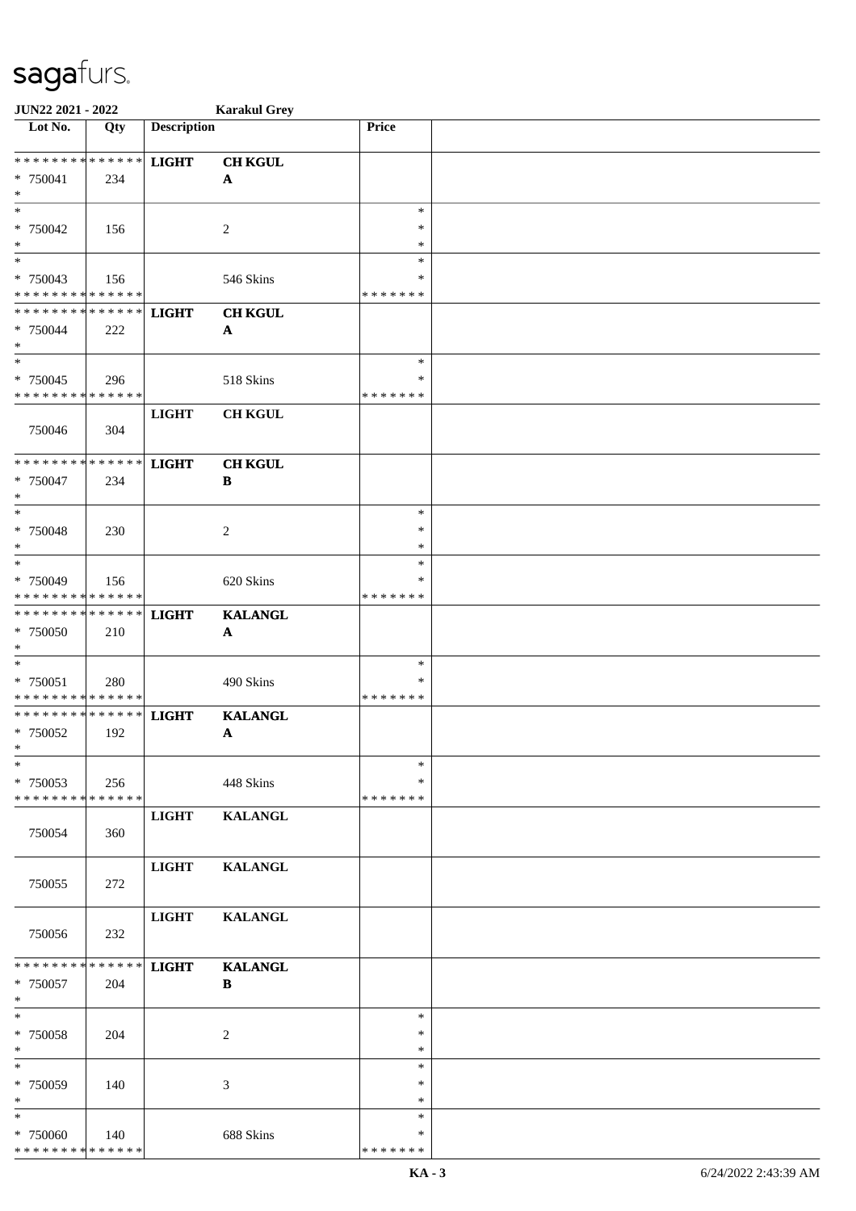# sagafurs.

**JUN22 2021 - 2022** **Karakul Grey**

| Lot No. | Qty | Description | | Price | |
|---|---|---|---|---|---|
| * * * * * * * * * * * * * * | | **LIGHT** | **CH KGUL** | | |
| * 750041 | 234 | | **A** | | |
| * | | | | | |
| * | | | | * | |
| * 750042 | 156 | | 2 | * | |
| * | | | | * | |
| * | | | | * | |
| * 750043 | 156 | | 546 Skins | * | |
| * * * * * * * * * * * * * * | | | | * * * * * * * | |
| * * * * * * * * * * * * * * | | **LIGHT** | **CH KGUL** | | |
| * 750044 | 222 | | **A** | | |
| * | | | | | |
| * | | | | * | |
| * 750045 | 296 | | 518 Skins | * | |
| * * * * * * * * * * * * * * | | | | * * * * * * * | |
| | | **LIGHT** | **CH KGUL** | | |
| 750046 | 304 | | | | |
| * * * * * * * * * * * * * * | | **LIGHT** | **CH KGUL** | | |
| * 750047 | 234 | | **B** | | |
| * | | | | | |
| * | | | | * | |
| * 750048 | 230 | | 2 | * | |
| * | | | | * | |
| * | | | | * | |
| * 750049 | 156 | | 620 Skins | * | |
| * * * * * * * * * * * * * * | | | | * * * * * * * | |
| * * * * * * * * * * * * * * | | **LIGHT** | **KALANGL** | | |
| * 750050 | 210 | | **A** | | |
| * | | | | | |
| * | | | | * | |
| * 750051 | 280 | | 490 Skins | * | |
| * * * * * * * * * * * * * * | | | | * * * * * * * | |
| * * * * * * * * * * * * * * | | **LIGHT** | **KALANGL** | | |
| * 750052 | 192 | | **A** | | |
| * | | | | | |
| * | | | | * | |
| * 750053 | 256 | | 448 Skins | * | |
| * * * * * * * * * * * * * * | | | | * * * * * * * | |
| | | **LIGHT** | **KALANGL** | | |
| 750054 | 360 | | | | |
| | | **LIGHT** | **KALANGL** | | |
| 750055 | 272 | | | | |
| | | **LIGHT** | **KALANGL** | | |
| 750056 | 232 | | | | |
| * * * * * * * * * * * * * * | | **LIGHT** | **KALANGL** | | |
| * 750057 | 204 | | **B** | | |
| * | | | | | |
| * | | | | * | |
| * 750058 | 204 | | 2 | * | |
| * | | | | * | |
| * | | | | * | |
| * 750059 | 140 | | 3 | * | |
| * | | | | * | |
| * | | | | * | |
| * 750060 | 140 | | 688 Skins | * | |
| * * * * * * * * * * * * * * | | | | * * * * * * * | |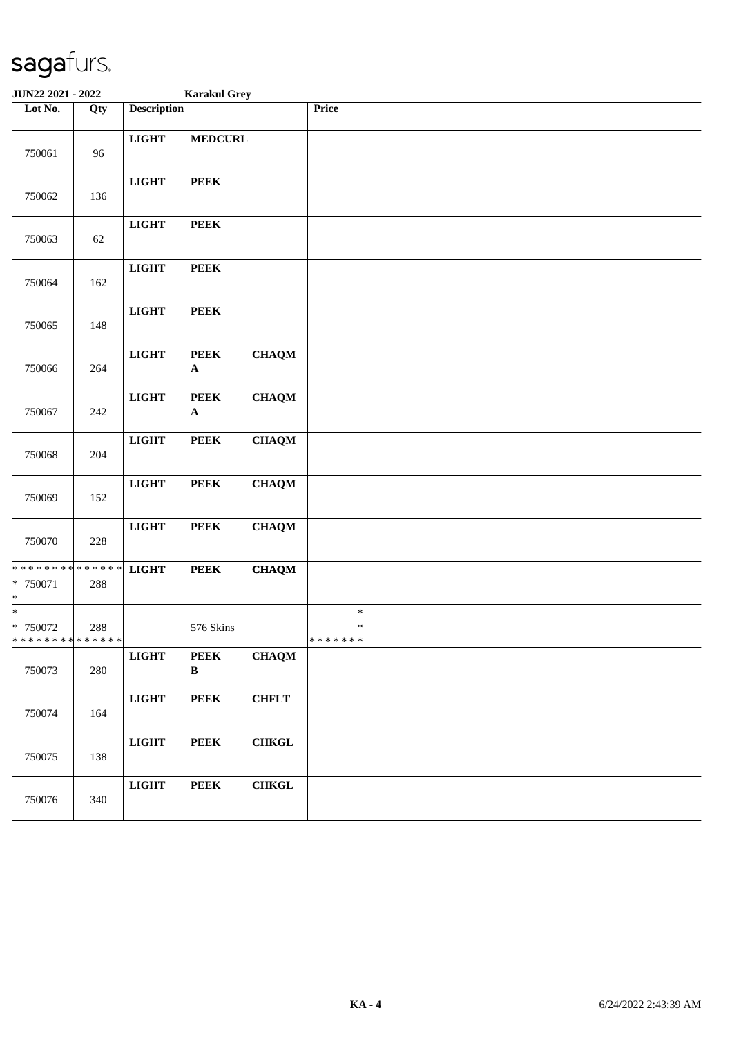sagafurs.

JUN22 2021 - 2022 Karakul Grey

| Lot No. | Qty | Description | | | Price | |
|---|---|---|---|---|---|---|
| 750061 | 96 | LIGHT | MEDCURL | | | |
| 750062 | 136 | LIGHT | PEEK | | | |
| 750063 | 62 | LIGHT | PEEK | | | |
| 750064 | 162 | LIGHT | PEEK | | | |
| 750065 | 148 | LIGHT | PEEK | | | |
| 750066 | 264 | LIGHT | PEEK A | CHAQM | | |
| 750067 | 242 | LIGHT | PEEK A | CHAQM | | |
| 750068 | 204 | LIGHT | PEEK | CHAQM | | |
| 750069 | 152 | LIGHT | PEEK | CHAQM | | |
| 750070 | 228 | LIGHT | PEEK | CHAQM | | |
| * 750071 | 288 | LIGHT | PEEK | CHAQM | | |
| * 750072 | 288 | | 576 Skins | | * | |
| 750073 | 280 | LIGHT | PEEK B | CHAQM | | |
| 750074 | 164 | LIGHT | PEEK | CHFLT | | |
| 750075 | 138 | LIGHT | PEEK | CHKGL | | |
| 750076 | 340 | LIGHT | PEEK | CHKGL | | |

KA - 4 6/24/2022 2:43:39 AM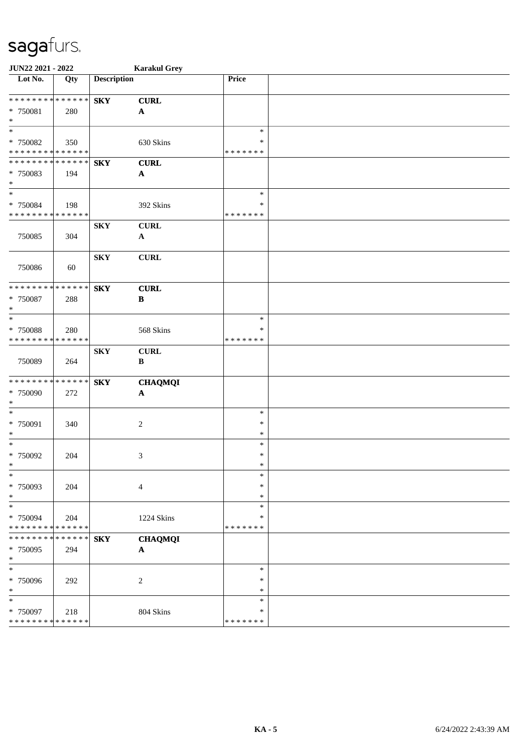sagafurs.

**JUN22 2021 - 2022** **Karakul Grey**

| Lot No. | Qty | Description | | Price | |
|---|---|---|---|---|---|
| * * * * * * * * * * * * * * | | **SKY** | **CURL** | | |
| * 750081 | 280 | | **A** | | |
| * | | | | | |
| * | | | | * | |
| * 750082 | 350 | | 630 Skins | * | |
| * * * * * * * * * * * * * * | | | | * * * * * * * | |
| * * * * * * * * * * * * * * | | **SKY** | **CURL** | | |
| * 750083 | 194 | | **A** | | |
| * | | | | | |
| * | | | | * | |
| * 750084 | 198 | | 392 Skins | * | |
| * * * * * * * * * * * * * * | | | | * * * * * * * | |
| | | **SKY** | **CURL** | | |
| 750085 | 304 | | **A** | | |
| | | **SKY** | **CURL** | | |
| 750086 | 60 | | | | |
| * * * * * * * * * * * * * * | | **SKY** | **CURL** | | |
| * 750087 | 288 | | **B** | | |
| * | | | | | |
| * | | | | * | |
| * 750088 | 280 | | 568 Skins | * | |
| * * * * * * * * * * * * * * | | | | * * * * * * * | |
| | | **SKY** | **CURL** | | |
| 750089 | 264 | | **B** | | |
| * * * * * * * * * * * * * * | | **SKY** | **CHAQMQI** | | |
| * 750090 | 272 | | **A** | | |
| * | | | | | |
| * | | | | * | |
| * 750091 | 340 | | 2 | * | |
| * | | | | * | |
| * | | | | * | |
| * 750092 | 204 | | 3 | * | |
| * | | | | * | |
| * | | | | * | |
| * 750093 | 204 | | 4 | * | |
| * | | | | * | |
| * | | | | * | |
| * 750094 | 204 | | 1224 Skins | * | |
| * * * * * * * * * * * * * * | | | | * * * * * * * | |
| * * * * * * * * * * * * * * | | **SKY** | **CHAQMQI** | | |
| * 750095 | 294 | | **A** | | |
| * | | | | | |
| * | | | | * | |
| * 750096 | 292 | | 2 | * | |
| * | | | | * | |
| * | | | | * | |
| * 750097 | 218 | | 804 Skins | * | |
| * * * * * * * * * * * * * * | | | | * * * * * * * | |

**KA - 5** 6/24/2022 2:43:39 AM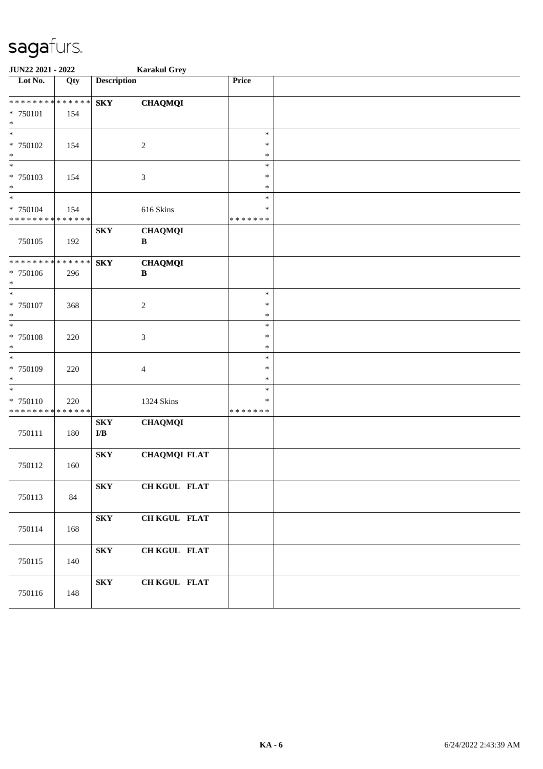sagafurs.

**JUN22 2021 - 2022** **Karakul Grey**

| Lot No. | Qty | Description | | Price | |
|---|---|---|---|---|---|
| * * * * * * * * * * * * * * | | **SKY** | **CHAQMQI** | | |
| * 750101 | 154 | | | | |
| * | | | | | |
| * | | | | * | |
| * 750102 | 154 | | 2 | * | |
| * | | | | * | |
| * | | | | * | |
| * 750103 | 154 | | 3 | * | |
| * | | | | * | |
| * | | | | * | |
| * 750104 | 154 | | 616 Skins | * | |
| * * * * * * * * * * * * * * | | | | * * * * * * * | |
| 750105 | 192 | **SKY** | **CHAQMQI** **B** | | |
| * * * * * * * * * * * * * * | | **SKY** | **CHAQMQI** | | |
| * 750106 | 296 | | **B** | | |
| * | | | | | |
| * | | | | * | |
| * 750107 | 368 | | 2 | * | |
| * | | | | * | |
| * | | | | * | |
| * 750108 | 220 | | 3 | * | |
| * | | | | * | |
| * | | | | * | |
| * 750109 | 220 | | 4 | * | |
| * | | | | * | |
| * | | | | * | |
| * 750110 | 220 | | 1324 Skins | * | |
| * * * * * * * * * * * * * * | | | | * * * * * * * | |
| 750111 | 180 | **SKY** **I/B** | **CHAQMQI** | | |
| 750112 | 160 | **SKY** | **CHAQMQI FLAT** | | |
| 750113 | 84 | **SKY** | **CH KGUL FLAT** | | |
| 750114 | 168 | **SKY** | **CH KGUL FLAT** | | |
| 750115 | 140 | **SKY** | **CH KGUL FLAT** | | |
| 750116 | 148 | **SKY** | **CH KGUL FLAT** | | |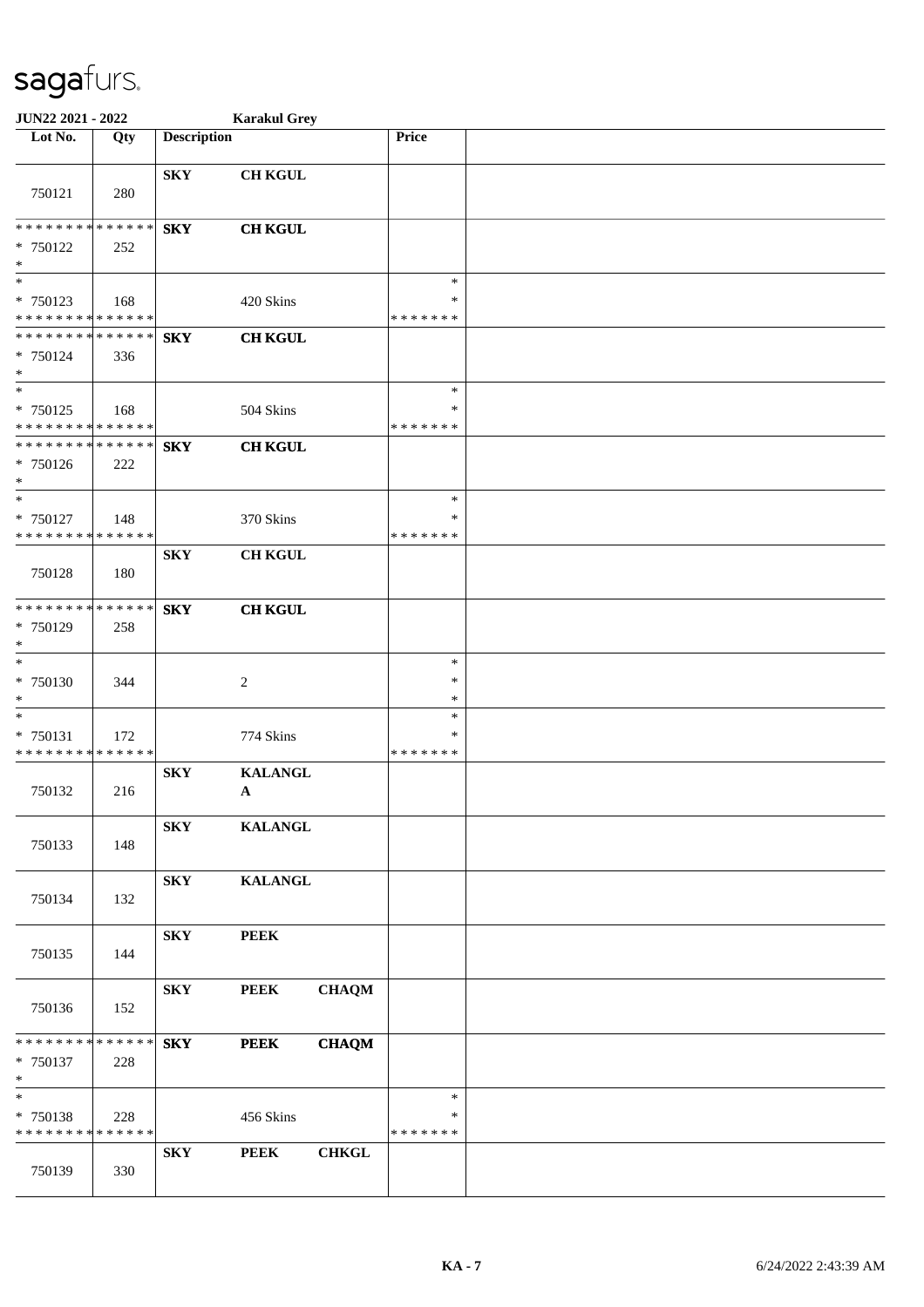**JUN22 2021 - 2022** **Karakul Grey**

| Lot No. | Qty | Description | | | Price | |
|---|---|---|---|---|---|---|
| 750121 | 280 | **SKY** | **CH KGUL** | | | |
| * * * * * * * * * * * * * * <br>* 750122 <br>* | 252 | **SKY** | **CH KGUL** | | | |
| * <br>* 750123 <br>* * * * * * * * * * * * * * | 168 | | 420 Skins | | * <br>* <br>* * * * * * * | |
| * * * * * * * * * * * * * * <br>* 750124 <br>* | 336 | **SKY** | **CH KGUL** | | | |
| * <br>* 750125 <br>* * * * * * * * * * * * * * | 168 | | 504 Skins | | * <br>* <br>* * * * * * * | |
| * * * * * * * * * * * * * * <br>* 750126 <br>* | 222 | **SKY** | **CH KGUL** | | | |
| * <br>* 750127 <br>* * * * * * * * * * * * * * | 148 | | 370 Skins | | * <br>* <br>* * * * * * * | |
| 750128 | 180 | **SKY** | **CH KGUL** | | | |
| * * * * * * * * * * * * * * <br>* 750129 <br>* | 258 | **SKY** | **CH KGUL** | | | |
| * <br>* 750130 <br>* | 344 | | 2 | | * <br>* <br>* | |
| * <br>* 750131 <br>* * * * * * * * * * * * * * | 172 | | 774 Skins | | * <br>* <br>* * * * * * * | |
| 750132 | 216 | **SKY** | **KALANGL A** | | | |
| 750133 | 148 | **SKY** | **KALANGL** | | | |
| 750134 | 132 | **SKY** | **KALANGL** | | | |
| 750135 | 144 | **SKY** | **PEEK** | | | |
| 750136 | 152 | **SKY** | **PEEK** | **CHAQM** | | |
| * * * * * * * * * * * * * * <br>* 750137 <br>* | 228 | **SKY** | **PEEK** | **CHAQM** | | |
| * <br>* 750138 <br>* * * * * * * * * * * * * * | 228 | | 456 Skins | | * <br>* <br>* * * * * * * | |
| 750139 | 330 | **SKY** | **PEEK** | **CHKGL** | | |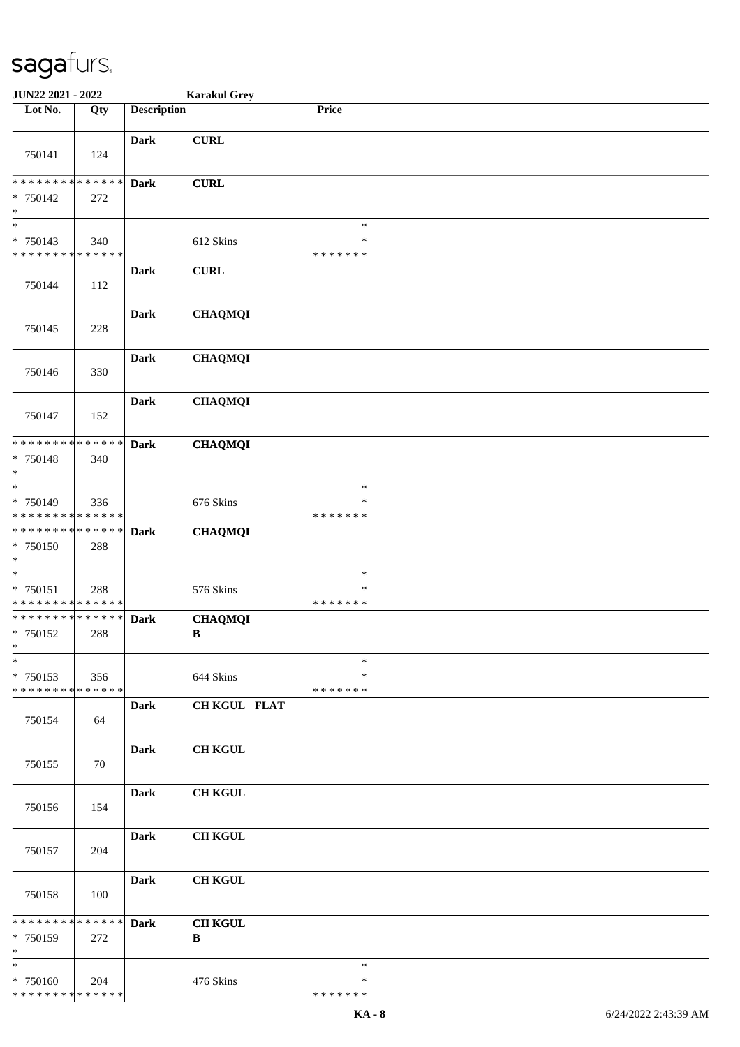**JUN22 2021 - 2022** **Karakul Grey**

| Lot No. | Qty | Description | | Price | |
|---|---|---|---|---|---|
| 750141 | 124 | Dark | CURL | | |
| * * * * * * * * * * * * * * * 750142 * | 272 | Dark | CURL | | |
| * * 750143 * * * * * * * * * * * * * * | 340 | | 612 Skins | * * * * * * * * * | |
| 750144 | 112 | Dark | CURL | | |
| 750145 | 228 | Dark | CHAQMQI | | |
| 750146 | 330 | Dark | CHAQMQI | | |
| 750147 | 152 | Dark | CHAQMQI | | |
| * * * * * * * * * * * * * * * 750148 * | 340 | Dark | CHAQMQI | | |
| * * 750149 * * * * * * * * * * * * * * | 336 | | 676 Skins | * * * * * * * * * | |
| * * * * * * * * * * * * * * * 750150 * | 288 | Dark | CHAQMQI | | |
| * * 750151 * * * * * * * * * * * * * * | 288 | | 576 Skins | * * * * * * * * * | |
| * * * * * * * * * * * * * * * 750152 * | 288 | Dark | CHAQMQI B | | |
| * * 750153 * * * * * * * * * * * * * * | 356 | | 644 Skins | * * * * * * * * * | |
| 750154 | 64 | Dark | CH KGUL FLAT | | |
| 750155 | 70 | Dark | CH KGUL | | |
| 750156 | 154 | Dark | CH KGUL | | |
| 750157 | 204 | Dark | CH KGUL | | |
| 750158 | 100 | Dark | CH KGUL | | |
| * * * * * * * * * * * * * * * 750159 * | 272 | Dark | CH KGUL B | | |
| * * 750160 * * * * * * * * * * * * * * | 204 | | 476 Skins | * * * * * * * * * | |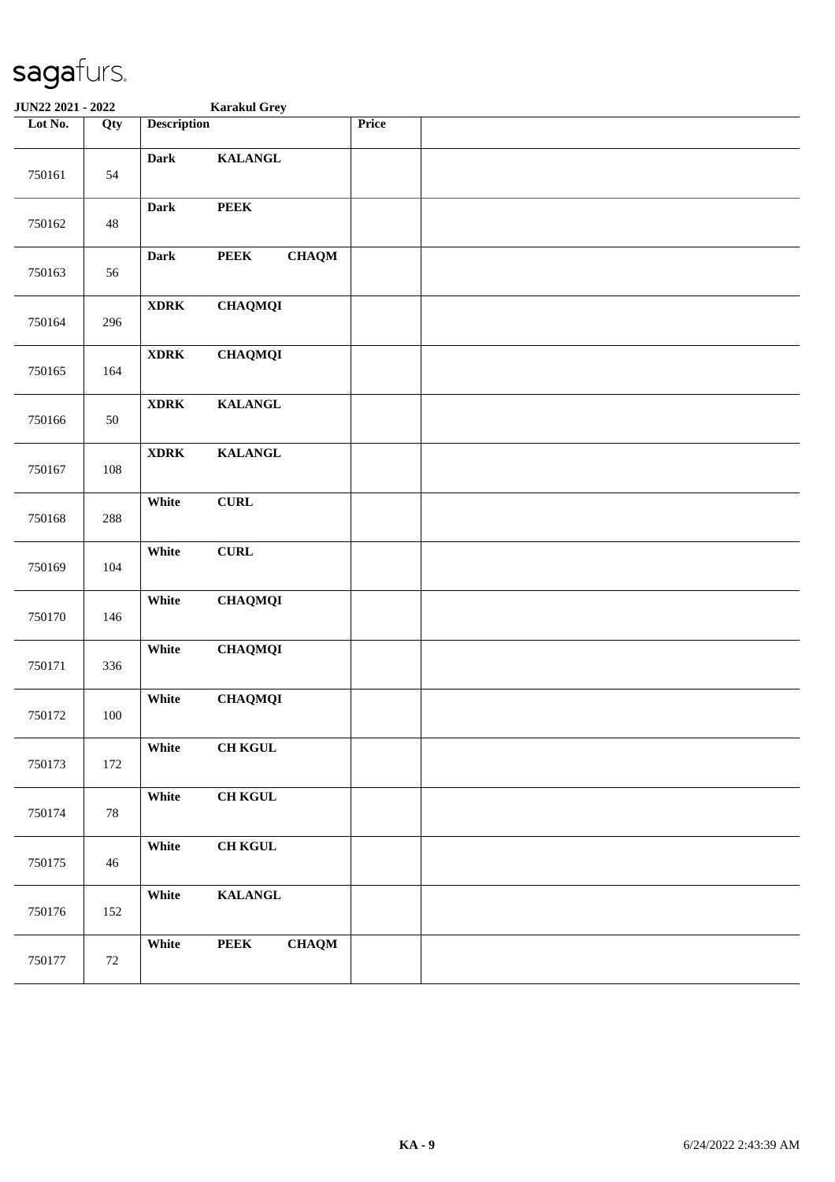# sagafurs.

**JUN22 2021 - 2022** **Karakul Grey**

| Lot No. | Qty | Description | | | Price | |
|---|---|---|---|---|---|---|
| 750161 | 54 | **Dark** | **KALANGL** | | | |
| 750162 | 48 | **Dark** | **PEEK** | | | |
| 750163 | 56 | **Dark** | **PEEK** | **CHAQM** | | |
| 750164 | 296 | **XDRK** | **CHAQMQI** | | | |
| 750165 | 164 | **XDRK** | **CHAQMQI** | | | |
| 750166 | 50 | **XDRK** | **KALANGL** | | | |
| 750167 | 108 | **XDRK** | **KALANGL** | | | |
| 750168 | 288 | **White** | **CURL** | | | |
| 750169 | 104 | **White** | **CURL** | | | |
| 750170 | 146 | **White** | **CHAQMQI** | | | |
| 750171 | 336 | **White** | **CHAQMQI** | | | |
| 750172 | 100 | **White** | **CHAQMQI** | | | |
| 750173 | 172 | **White** | **CH KGUL** | | | |
| 750174 | 78 | **White** | **CH KGUL** | | | |
| 750175 | 46 | **White** | **CH KGUL** | | | |
| 750176 | 152 | **White** | **KALANGL** | | | |
| 750177 | 72 | **White** | **PEEK** | **CHAQM** | | |

**KA - 9** 6/24/2022 2:43:39 AM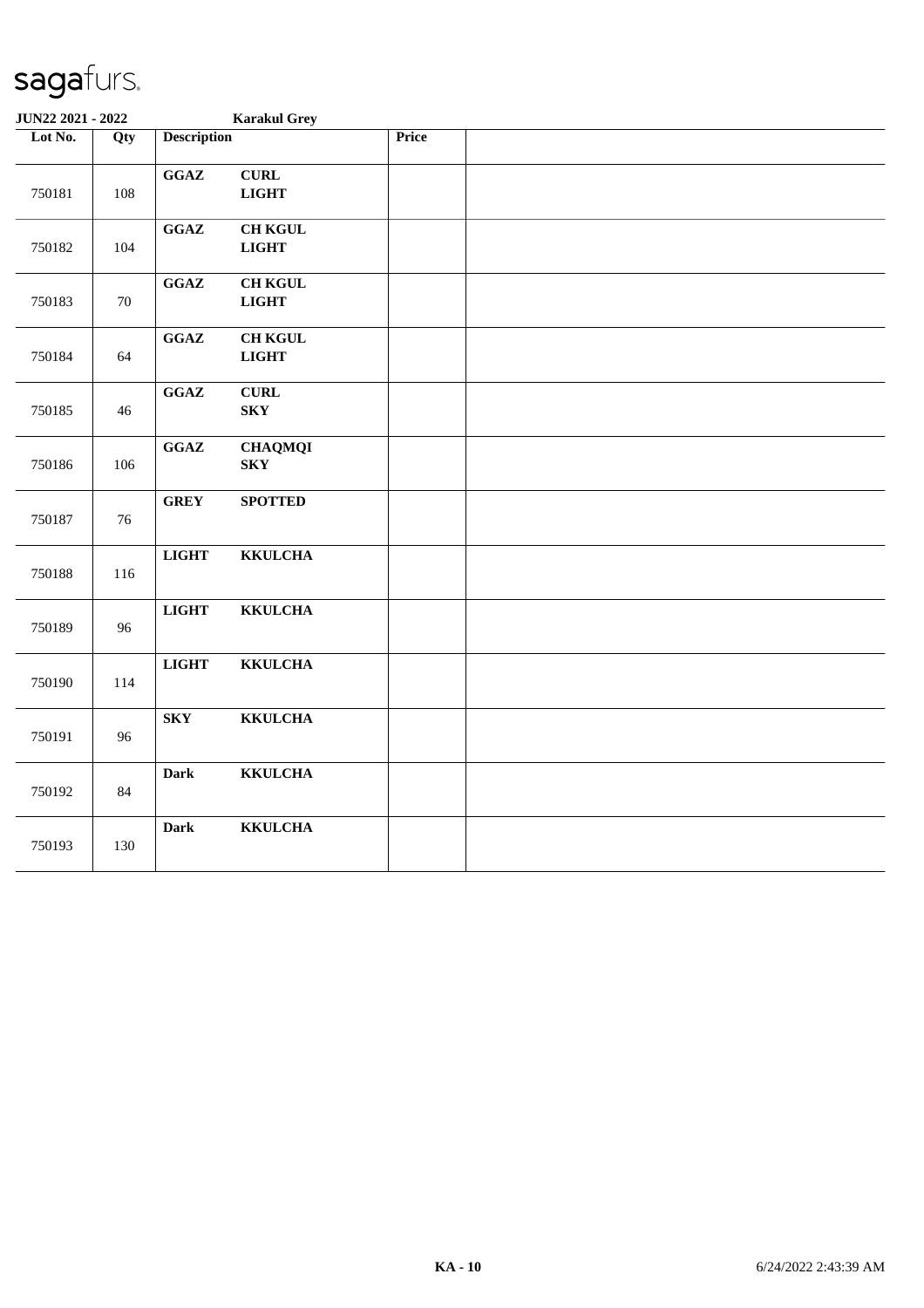# sagafurs.

**JUN22 2021 - 2022** **Karakul Grey**

| Lot No. | Qty | Description | | Price | |
|---|---|---|---|---|---|
| 750181 | 108 | **GGAZ** | **CURL LIGHT** | | |
| 750182 | 104 | **GGAZ** | **CH KGUL LIGHT** | | |
| 750183 | 70 | **GGAZ** | **CH KGUL LIGHT** | | |
| 750184 | 64 | **GGAZ** | **CH KGUL LIGHT** | | |
| 750185 | 46 | **GGAZ** | **CURL SKY** | | |
| 750186 | 106 | **GGAZ** | **CHAQMQI SKY** | | |
| 750187 | 76 | **GREY** | **SPOTTED** | | |
| 750188 | 116 | **LIGHT** | **KKULCHA** | | |
| 750189 | 96 | **LIGHT** | **KKULCHA** | | |
| 750190 | 114 | **LIGHT** | **KKULCHA** | | |
| 750191 | 96 | **SKY** | **KKULCHA** | | |
| 750192 | 84 | **Dark** | **KKULCHA** | | |
| 750193 | 130 | **Dark** | **KKULCHA** | | |

**KA - 10** 6/24/2022 2:43:39 AM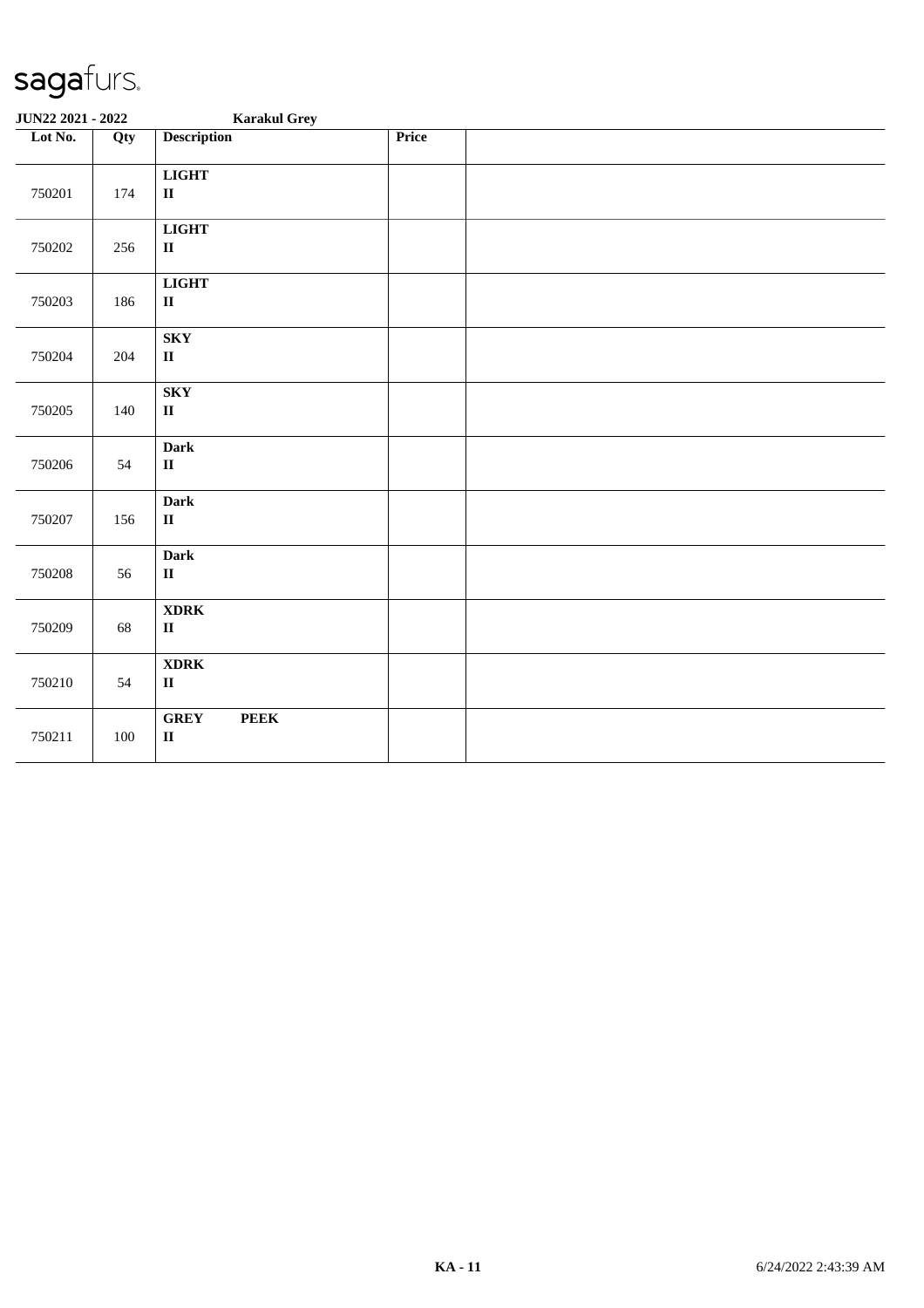sagafurs.

**JUN22 2021 - 2022** **Karakul Grey**

| Lot No. | Qty | Description | Price | |
|---|---|---|---|---|
| 750201 | 174 | **LIGHT** **II** | | |
| 750202 | 256 | **LIGHT** **II** | | |
| 750203 | 186 | **LIGHT** **II** | | |
| 750204 | 204 | **SKY** **II** | | |
| 750205 | 140 | **SKY** **II** | | |
| 750206 | 54 | **Dark** **II** | | |
| 750207 | 156 | **Dark** **II** | | |
| 750208 | 56 | **Dark** **II** | | |
| 750209 | 68 | **XDRK** **II** | | |
| 750210 | 54 | **XDRK** **II** | | |
| 750211 | 100 | **GREY PEEK** **II** | | |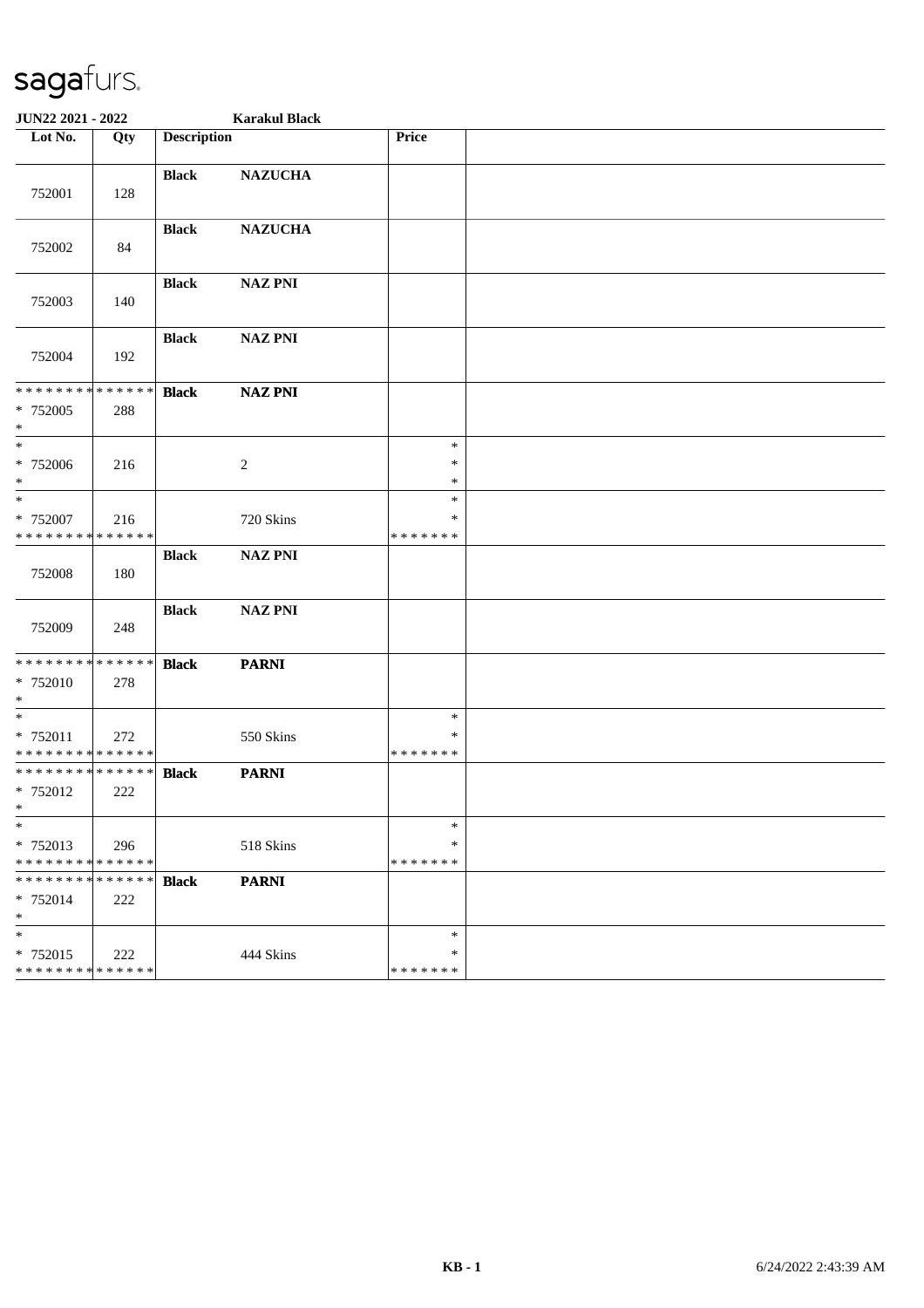# sagafurs.

**JUN22 2021 - 2022** **Karakul Black**

| Lot No. | Qty | Description | | Price | |
|---|---|---|---|---|---|
| 752001 | 128 | **Black** | **NAZUCHA** | | |
| 752002 | 84 | **Black** | **NAZUCHA** | | |
| 752003 | 140 | **Black** | **NAZ PNI** | | |
| 752004 | 192 | **Black** | **NAZ PNI** | | |
| * * * * * * * * * * * * * * * 752005 * | 288 | **Black** | **NAZ PNI** | | |
| * * 752006 * | 216 | | 2 | * * * | |
| * * 752007 * * * * * * * * * * * * * * | 216 | | 720 Skins | * * * * * * * * * | |
| 752008 | 180 | **Black** | **NAZ PNI** | | |
| 752009 | 248 | **Black** | **NAZ PNI** | | |
| * * * * * * * * * * * * * * * 752010 * | 278 | **Black** | **PARNI** | | |
| * * 752011 * * * * * * * * * * * * * * | 272 | | 550 Skins | * * * * * * * * * | |
| * * * * * * * * * * * * * * * 752012 * | 222 | **Black** | **PARNI** | | |
| * * 752013 * * * * * * * * * * * * * * | 296 | | 518 Skins | * * * * * * * * * | |
| * * * * * * * * * * * * * * * 752014 * | 222 | **Black** | **PARNI** | | |
| * * 752015 * * * * * * * * * * * * * * | 222 | | 444 Skins | * * * * * * * * * | |

KB - 1 6/24/2022 2:43:39 AM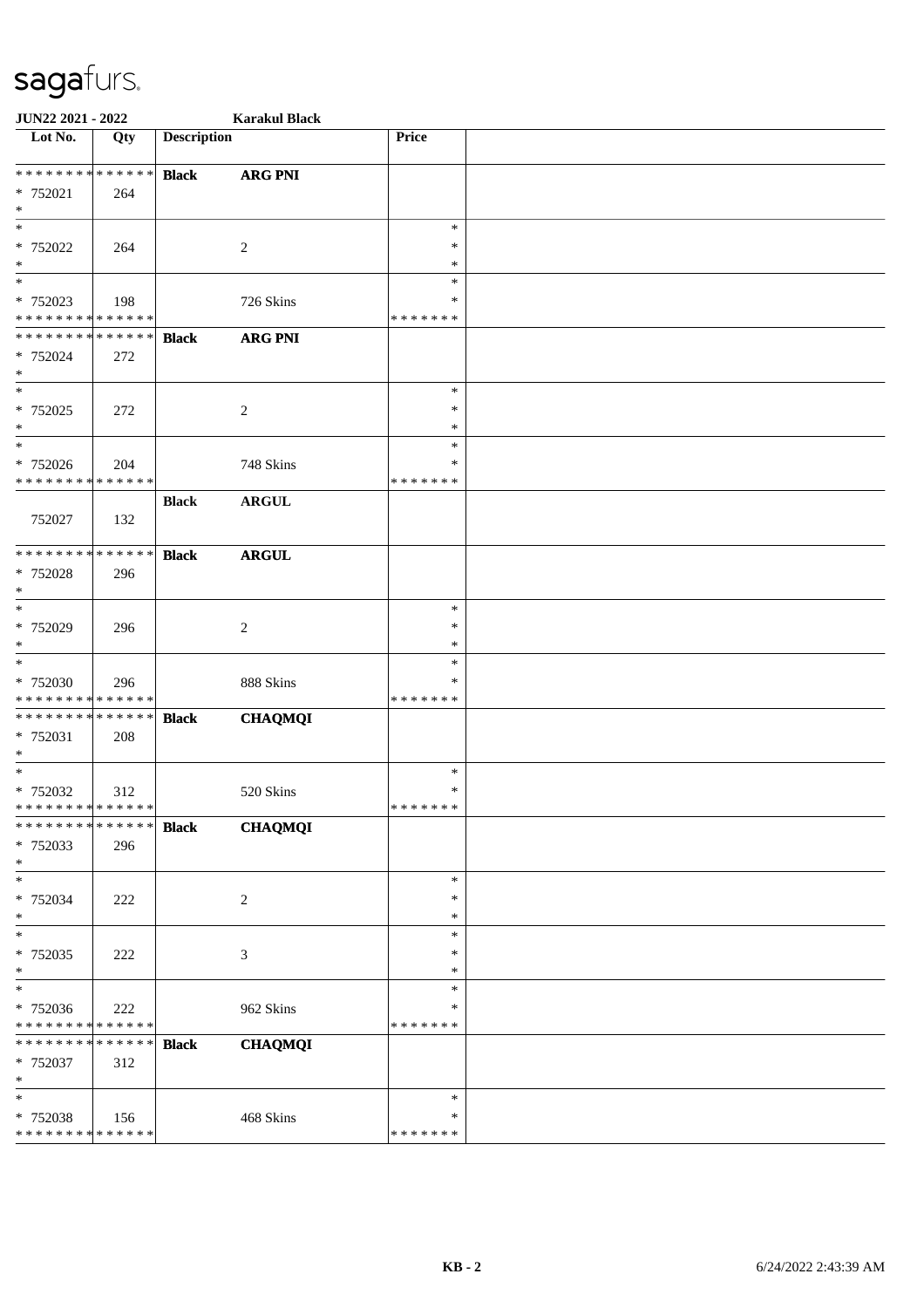**JUN22 2021 - 2022** **Karakul Black**

| Lot No. | Qty | Description | | Price | |
|---|---|---|---|---|---|
| * * * * * * * * * * * * * * | | **Black** | **ARG PNI** | | |
| * 752021 | 264 | | | | |
| * | | | | | |
| * | | | | * | |
| * 752022 | 264 | | 2 | * | |
| * | | | | * | |
| * | | | | * | |
| * 752023 | 198 | | 726 Skins | * | |
| * * * * * * * * * * * * * * | | | | * * * * * * * | |
| * * * * * * * * * * * * * * | | **Black** | **ARG PNI** | | |
| * 752024 | 272 | | | | |
| * | | | | | |
| * | | | | * | |
| * 752025 | 272 | | 2 | * | |
| * | | | | * | |
| * | | | | * | |
| * 752026 | 204 | | 748 Skins | * | |
| * * * * * * * * * * * * * * | | | | * * * * * * * | |
| | | **Black** | **ARGUL** | | |
| 752027 | 132 | | | | |
| * * * * * * * * * * * * * * | | **Black** | **ARGUL** | | |
| * 752028 | 296 | | | | |
| * | | | | | |
| * | | | | * | |
| * 752029 | 296 | | 2 | * | |
| * | | | | * | |
| * | | | | * | |
| * 752030 | 296 | | 888 Skins | * | |
| * * * * * * * * * * * * * * | | | | * * * * * * * | |
| * * * * * * * * * * * * * * | | **Black** | **CHAQMQI** | | |
| * 752031 | 208 | | | | |
| * | | | | | |
| * | | | | * | |
| * 752032 | 312 | | 520 Skins | * | |
| * * * * * * * * * * * * * * | | | | * * * * * * * | |
| * * * * * * * * * * * * * * | | **Black** | **CHAQMQI** | | |
| * 752033 | 296 | | | | |
| * | | | | | |
| * | | | | * | |
| * 752034 | 222 | | 2 | * | |
| * | | | | * | |
| * | | | | * | |
| * 752035 | 222 | | 3 | * | |
| * | | | | * | |
| * | | | | * | |
| * 752036 | 222 | | 962 Skins | * | |
| * * * * * * * * * * * * * * | | | | * * * * * * * | |
| * * * * * * * * * * * * * * | | **Black** | **CHAQMQI** | | |
| * 752037 | 312 | | | | |
| * | | | | | |
| * | | | | * | |
| * 752038 | 156 | | 468 Skins | * | |
| * * * * * * * * * * * * * * | | | | * * * * * * * | |

KB - 2 6/24/2022 2:43:39 AM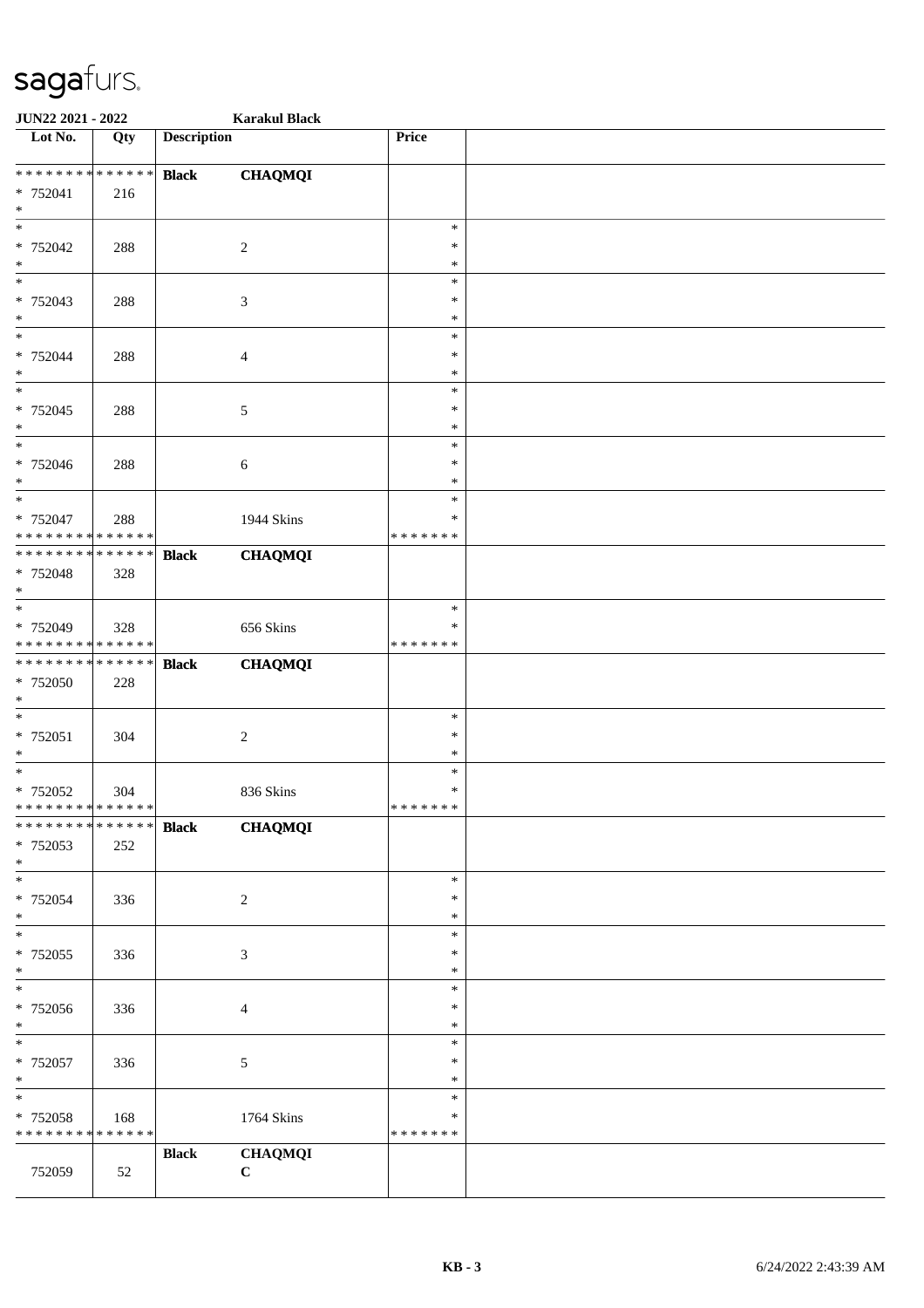# sagafurs.

**JUN22 2021 - 2022** **Karakul Black**

| Lot No. | Qty | Description | | Price | |
|---|---|---|---|---|---|
| * * * * * * * * * * * * * * | | **Black** | **CHAQMQI** | | |
| * 752041 | 216 | | | | |
| * | | | | | |
| * | | | | * | |
| * 752042 | 288 | | 2 | * | |
| * | | | | * | |
| * | | | | * | |
| * 752043 | 288 | | 3 | * | |
| * | | | | * | |
| * | | | | * | |
| * 752044 | 288 | | 4 | * | |
| * | | | | * | |
| * | | | | * | |
| * 752045 | 288 | | 5 | * | |
| * | | | | * | |
| * | | | | * | |
| * 752046 | 288 | | 6 | * | |
| * | | | | * | |
| * | | | | * | |
| * 752047 | 288 | | 1944 Skins | * | |
| * * * * * * * * * * * * * * | | | | * * * * * * * | |
| * * * * * * * * * * * * * * | | **Black** | **CHAQMQI** | | |
| * 752048 | 328 | | | | |
| * | | | | | |
| * | | | | * | |
| * 752049 | 328 | | 656 Skins | * | |
| * * * * * * * * * * * * * * | | | | * * * * * * * | |
| * * * * * * * * * * * * * * | | **Black** | **CHAQMQI** | | |
| * 752050 | 228 | | | | |
| * | | | | | |
| * | | | | * | |
| * 752051 | 304 | | 2 | * | |
| * | | | | * | |
| * | | | | * | |
| * 752052 | 304 | | 836 Skins | * | |
| * * * * * * * * * * * * * * | | | | * * * * * * * | |
| * * * * * * * * * * * * * * | | **Black** | **CHAQMQI** | | |
| * 752053 | 252 | | | | |
| * | | | | | |
| * | | | | * | |
| * 752054 | 336 | | 2 | * | |
| * | | | | * | |
| * | | | | * | |
| * 752055 | 336 | | 3 | * | |
| * | | | | * | |
| * | | | | * | |
| * 752056 | 336 | | 4 | * | |
| * | | | | * | |
| * | | | | * | |
| * 752057 | 336 | | 5 | * | |
| * | | | | * | |
| * | | | | * | |
| * 752058 | 168 | | 1764 Skins | * | |
| * * * * * * * * * * * * * * | | | | * * * * * * * | |
| | | **Black** | **CHAQMQI** | | |
| 752059 | 52 | | **C** | | |

**KB - 3** 6/24/2022 2:43:39 AM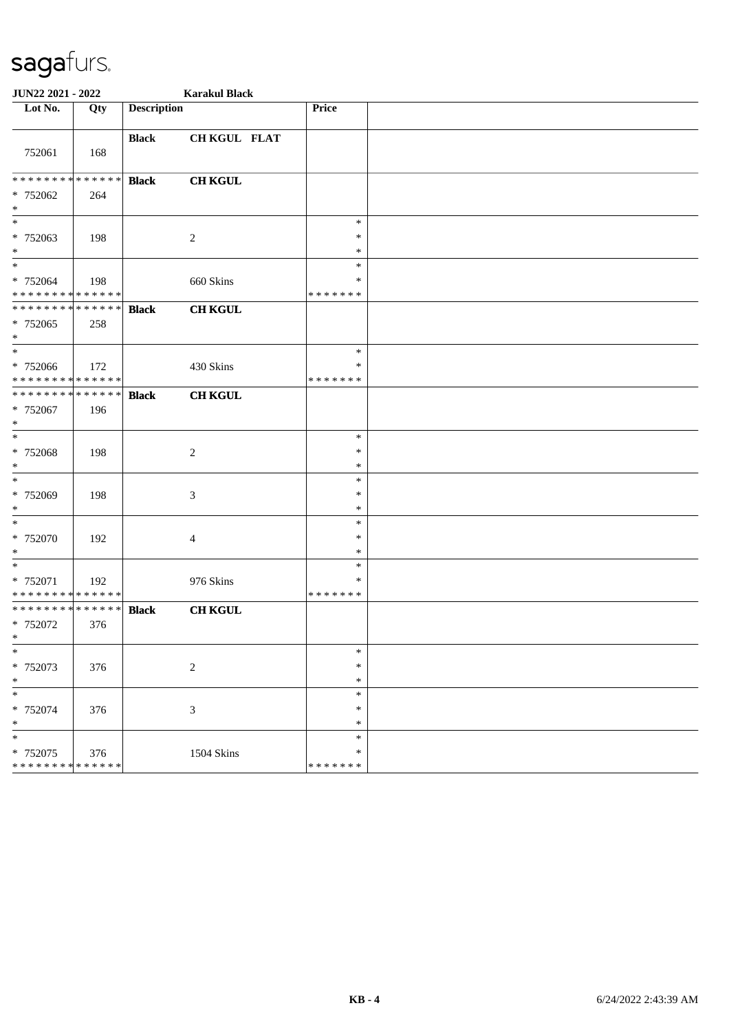sagafurs.

**JUN22 2021 - 2022** **Karakul Black**

| Lot No. | Qty | Description | | Price | |
|---|---|---|---|---|---|
| 752061 | 168 | **Black** | **CH KGUL FLAT** | | |
| * * * * * * * * * * * * * * | | **Black** | **CH KGUL** | | |
| * 752062 | 264 | | | | |
| * 752063 | 198 | | 2 | * | |
| * 752064 | 198 | | 660 Skins | * | |
| * * * * * * * * * * * * * * | | | | * * * * * * * | |
| * * * * * * * * * * * * * * | | **Black** | **CH KGUL** | | |
| * 752065 | 258 | | | | |
| * 752066 | 172 | | 430 Skins | * | |
| * * * * * * * * * * * * * * | | | | * * * * * * * | |
| * * * * * * * * * * * * * * | | **Black** | **CH KGUL** | | |
| * 752067 | 196 | | | | |
| * 752068 | 198 | | 2 | * | |
| * 752069 | 198 | | 3 | * | |
| * 752070 | 192 | | 4 | * | |
| * 752071 | 192 | | 976 Skins | * | |
| * * * * * * * * * * * * * * | | | | * * * * * * * | |
| * * * * * * * * * * * * * * | | **Black** | **CH KGUL** | | |
| * 752072 | 376 | | | | |
| * 752073 | 376 | | 2 | * | |
| * 752074 | 376 | | 3 | * | |
| * 752075 | 376 | | 1504 Skins | * | |
| * * * * * * * * * * * * * * | | | | * * * * * * * | |

**KB - 4** 6/24/2022 2:43:39 AM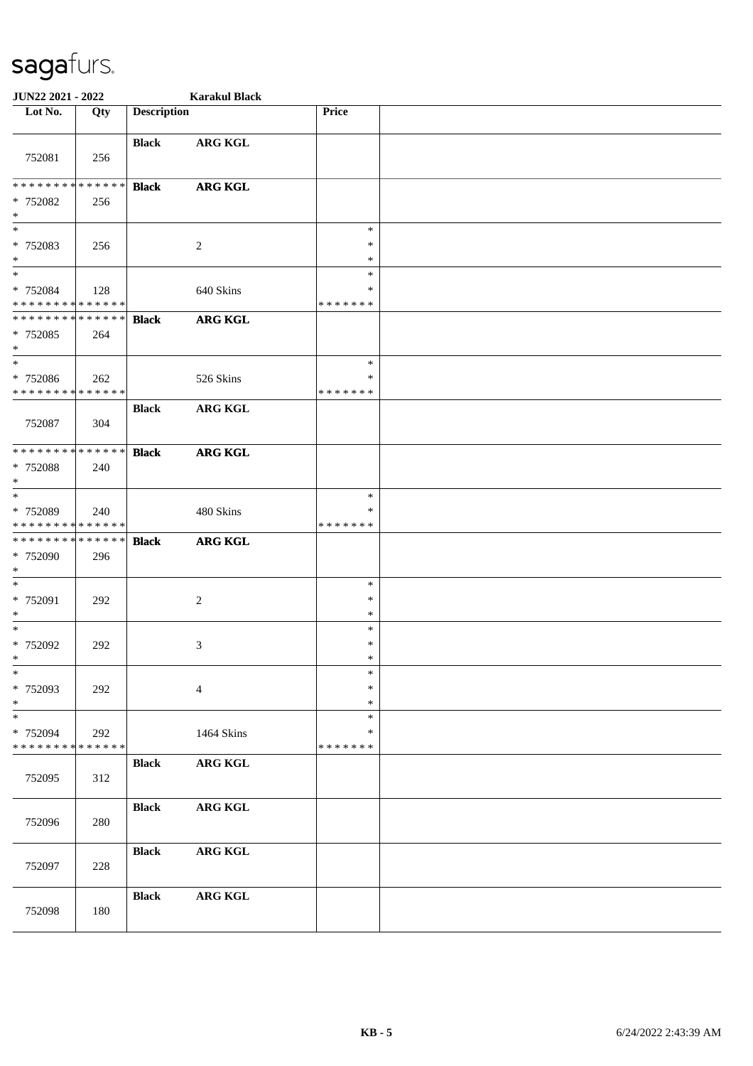**JUN22 2021 - 2022** **Karakul Black**

| Lot No. | Qty | Description | | Price | |
|---|---|---|---|---|---|
| 752081 | 256 | **Black** | **ARG KGL** | | |
| * * * * * * * * * * * * * * * 752082 * | 256 | **Black** | **ARG KGL** | | |
| * * 752083 * | 256 | | 2 | * * * | |
| * * 752084 * * * * * * * * * * * * * * | 128 | | 640 Skins | * * * * * * * * * | |
| * * * * * * * * * * * * * * * 752085 * | 264 | **Black** | **ARG KGL** | | |
| * * 752086 * * * * * * * * * * * * * * | 262 | | 526 Skins | * * * * * * * * | |
| 752087 | 304 | **Black** | **ARG KGL** | | |
| * * * * * * * * * * * * * * * 752088 * | 240 | **Black** | **ARG KGL** | | |
| * * 752089 * * * * * * * * * * * * * * | 240 | | 480 Skins | * * * * * * * * | |
| * * * * * * * * * * * * * * * 752090 * | 296 | **Black** | **ARG KGL** | | |
| * * 752091 * | 292 | | 2 | * * * | |
| * * 752092 * | 292 | | 3 | * * * | |
| * * 752093 * | 292 | | 4 | * * * | |
| * * 752094 * * * * * * * * * * * * * * | 292 | | 1464 Skins | * * * * * * * * | |
| 752095 | 312 | **Black** | **ARG KGL** | | |
| 752096 | 280 | **Black** | **ARG KGL** | | |
| 752097 | 228 | **Black** | **ARG KGL** | | |
| 752098 | 180 | **Black** | **ARG KGL** | | |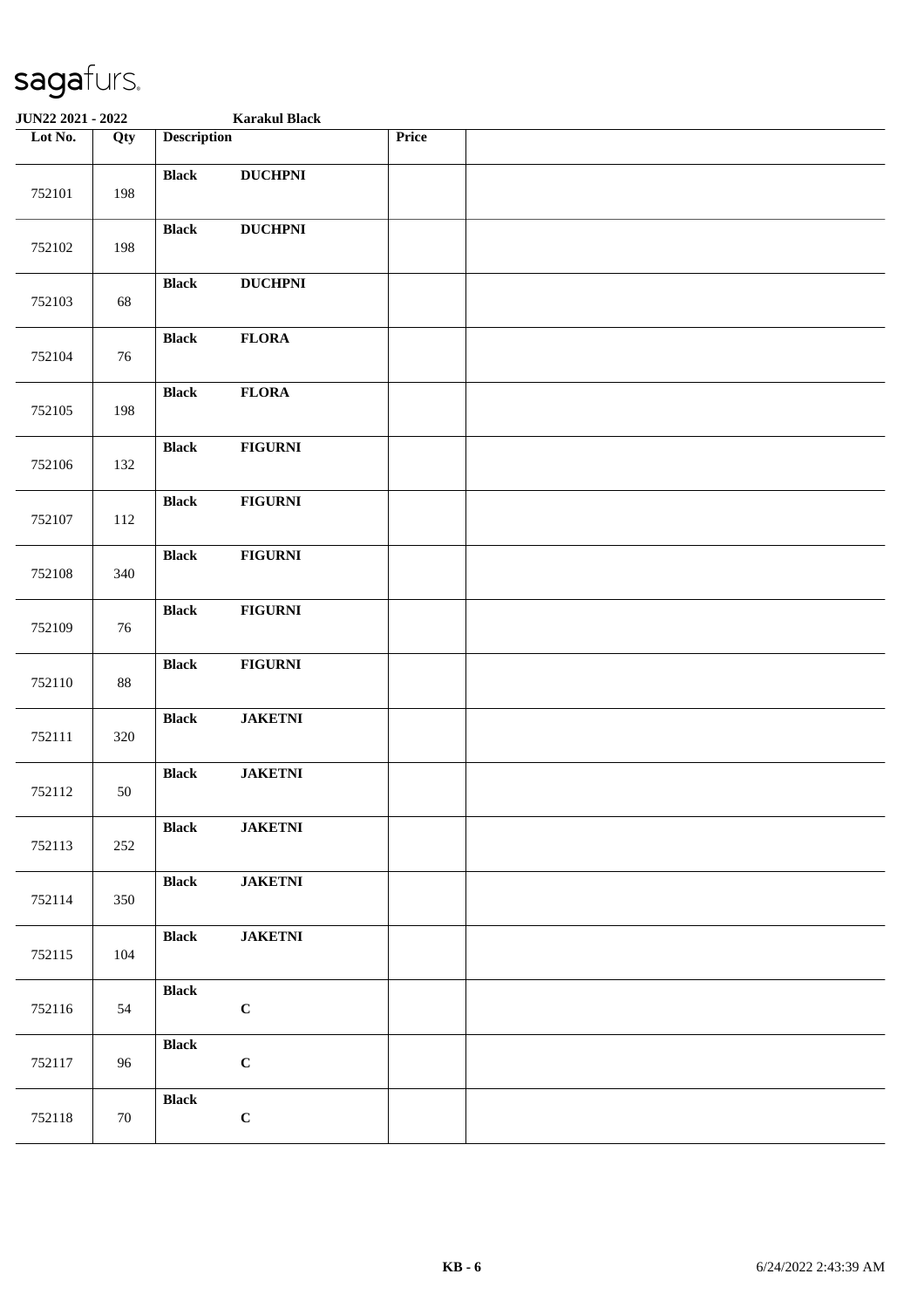sagafurs.

JUN22 2021 - 2022 Karakul Black

| Lot No. | Qty | Description | | Price | |
|---|---|---|---|---|---|
| 752101 | 198 | Black | DUCHPNI | | |
| 752102 | 198 | Black | DUCHPNI | | |
| 752103 | 68 | Black | DUCHPNI | | |
| 752104 | 76 | Black | FLORA | | |
| 752105 | 198 | Black | FLORA | | |
| 752106 | 132 | Black | FIGURNI | | |
| 752107 | 112 | Black | FIGURNI | | |
| 752108 | 340 | Black | FIGURNI | | |
| 752109 | 76 | Black | FIGURNI | | |
| 752110 | 88 | Black | FIGURNI | | |
| 752111 | 320 | Black | JAKETNI | | |
| 752112 | 50 | Black | JAKETNI | | |
| 752113 | 252 | Black | JAKETNI | | |
| 752114 | 350 | Black | JAKETNI | | |
| 752115 | 104 | Black | JAKETNI | | |
| 752116 | 54 | Black | C | | |
| 752117 | 96 | Black | C | | |
| 752118 | 70 | Black | C | | |

KB - 6 6/24/2022 2:43:39 AM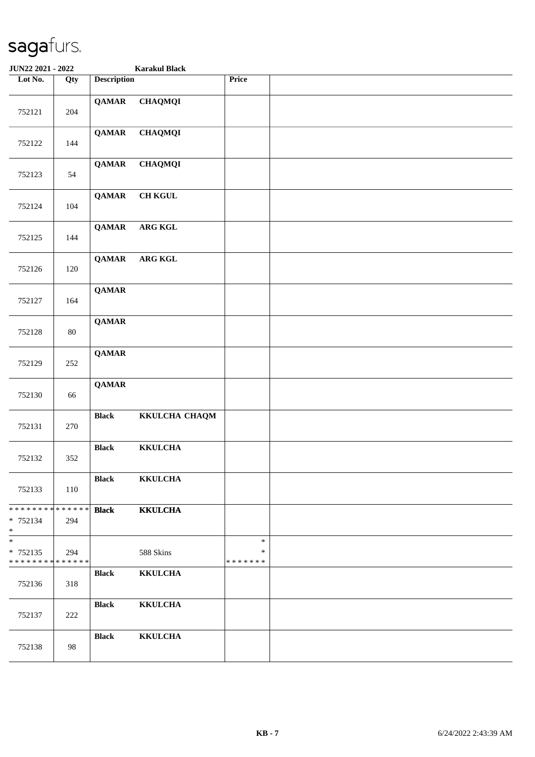# sagafurs.

**JUN22 2021 - 2022** **Karakul Black**

| Lot No. | Qty | Description | | Price | |
|---|---|---|---|---|---|
| 752121 | 204 | **QAMAR** | **CHAQMQI** | | |
| 752122 | 144 | **QAMAR** | **CHAQMQI** | | |
| 752123 | 54 | **QAMAR** | **CHAQMQI** | | |
| 752124 | 104 | **QAMAR** | **CH KGUL** | | |
| 752125 | 144 | **QAMAR** | **ARG KGL** | | |
| 752126 | 120 | **QAMAR** | **ARG KGL** | | |
| 752127 | 164 | **QAMAR** | | | |
| 752128 | 80 | **QAMAR** | | | |
| 752129 | 252 | **QAMAR** | | | |
| 752130 | 66 | **QAMAR** | | | |
| 752131 | 270 | **Black** | **KKULCHA CHAQM** | | |
| 752132 | 352 | **Black** | **KKULCHA** | | |
| 752133 | 110 | **Black** | **KKULCHA** | | |
| * * * * * * * * * * * * * * <br>* 752134<br>* | 294 | **Black** | **KKULCHA** | | |
| *<br>* 752135<br>* * * * * * * * * * * * * * | 294 | | 588 Skins | *<br>*<br>* * * * * * * | |
| 752136 | 318 | **Black** | **KKULCHA** | | |
| 752137 | 222 | **Black** | **KKULCHA** | | |
| 752138 | 98 | **Black** | **KKULCHA** | | |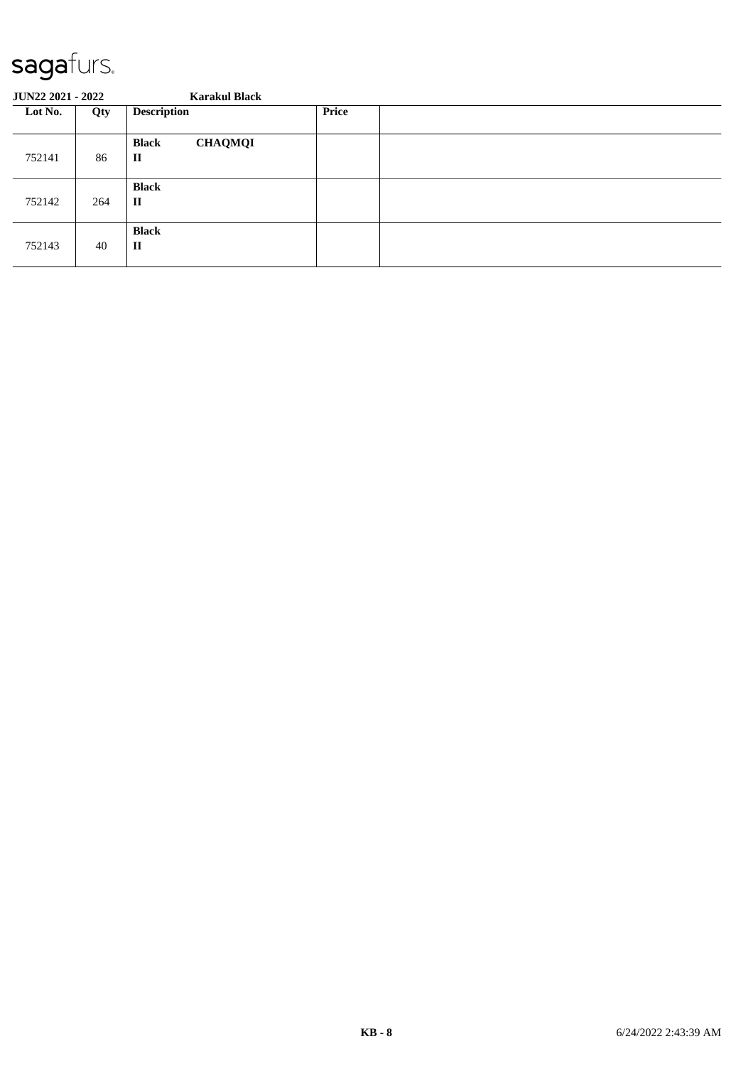**JUN22 2021 - 2022** **Karakul Black**

| Lot No. | Qty | Description | Price | |
|---|---|---|---|---|
| 752141 | 86 | **Black** **CHAQMQI** **II** | | |
| 752142 | 264 | **Black** **II** | | |
| 752143 | 40 | **Black** **II** | | |